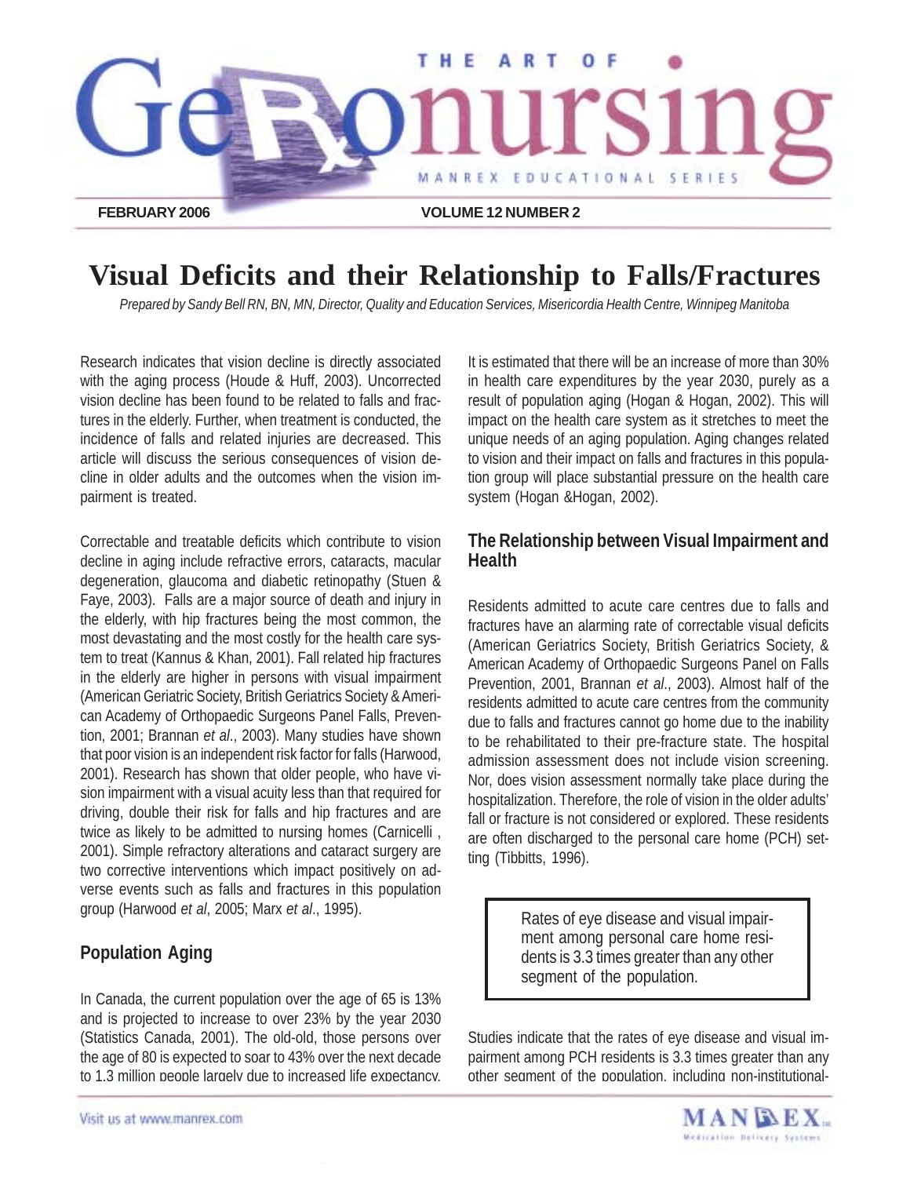FEBRUARY 2006 VOLUME 12 NUMBER 2

# Visual Deficits and their Relationship to Falls/Fractures

*Prepared by Sandy Bell RN, BN, MN, Director, Quality and Education Services, Misericordia Health Centre, Winnipeg Manitoba*

Research indicates that vision decline is directly associated with the aging process (Houde & Huff, 2003). Uncorrected vision decline has been found to be related to falls and fractures in the elderly. Further, when treatment is conducted, the incidence of falls and related injuries are decreased. This article will discuss the serious consequences of vision decline in older adults and the outcomes when the vision impairment is treated.

Correctable and treatable deficits which contribute to vision decline in aging include refractive errors, cataracts, macular degeneration, glaucoma and diabetic retinopathy (Stuen & Faye, 2003). Falls are a major source of death and injury in the elderly, with hip fractures being the most common, the most devastating and the most costly for the health care system to treat (Kannus & Khan, 2001). Fall related hip fractures in the elderly are higher in persons with visual impairment (American Geriatric Society, British Geriatrics Society & American Academy of Orthopaedic Surgeons Panel Falls, Prevention, 2001; Brannan *et al*., 2003). Many studies have shown that poor vision is an independent risk factor for falls (Harwood, 2001). Research has shown that older people, who have vision impairment with a visual acuity less than that required for driving, double their risk for falls and hip fractures and are twice as likely to be admitted to nursing homes (Carnicelli , 2001). Simple refractory alterations and cataract surgery are two corrective interventions which impact positively on adverse events such as falls and fractures in this population group (Harwood *et al*, 2005; Marx *et al*., 1995).

## Population Aging

In Canada, the current population over the age of 65 is 13% and is projected to increase to over 23% by the year 2030 (Statistics Canada, 2001). The old-old, those persons over the age of 80 is expected to soar to 43% over the next decade to 1.3 million people largely due to increased life expectancy.

It is estimated that there will be an increase of more than 30% in health care expenditures by the year 2030, purely as a result of population aging (Hogan & Hogan, 2002). This will impact on the health care system as it stretches to meet the unique needs of an aging population. Aging changes related to vision and their impact on falls and fractures in this population group will place substantial pressure on the health care system (Hogan &Hogan, 2002).

## The Relationship between Visual Impairment and Health

Residents admitted to acute care centres due to falls and fractures have an alarming rate of correctable visual deficits (American Geriatrics Society, British Geriatrics Society, & American Academy of Orthopaedic Surgeons Panel on Falls Prevention, 2001, Brannan *et al*., 2003). Almost half of the residents admitted to acute care centres from the community due to falls and fractures cannot go home due to the inability to be rehabilitated to their pre-fracture state. The hospital admission assessment does not include vision screening. Nor, does vision assessment normally take place during the hospitalization. Therefore, the role of vision in the older adults' fall or fracture is not considered or explored. These residents are often discharged to the personal care home (PCH) setting (Tibbitts, 1996).

> Rates of eye disease and visual impairment among personal care home residents is 3.3 times greater than any other segment of the population.

Studies indicate that the rates of eye disease and visual impairment among PCH residents is 3.3 times greater than any other segment of the population, including non-institutional-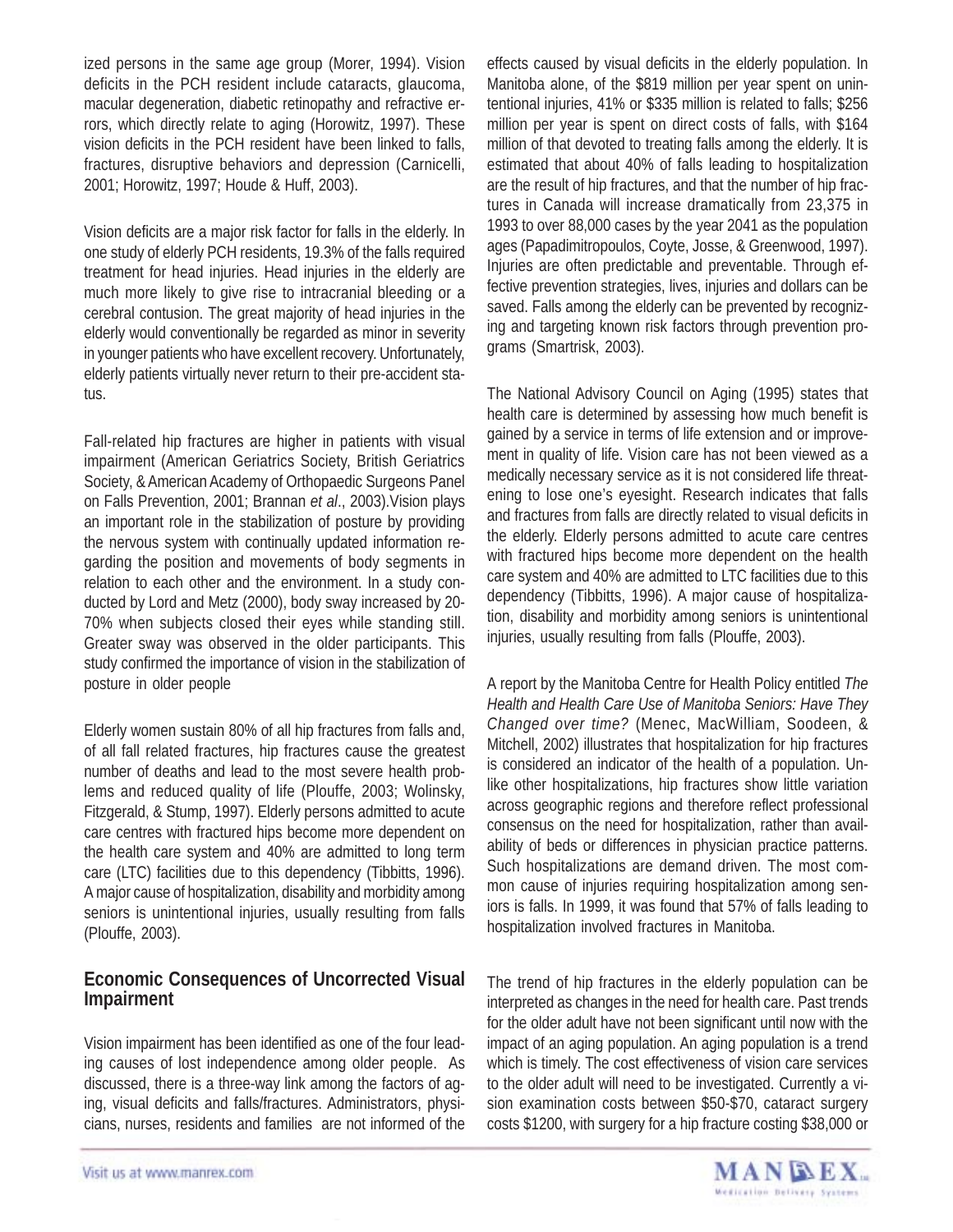ized persons in the same age group (Morer, 1994). Vision deficits in the PCH resident include cataracts, glaucoma, macular degeneration, diabetic retinopathy and refractive errors, which directly relate to aging (Horowitz, 1997). These vision deficits in the PCH resident have been linked to falls, fractures, disruptive behaviors and depression (Carnicelli, 2001; Horowitz, 1997; Houde & Huff, 2003).

Vision deficits are a major risk factor for falls in the elderly. In one study of elderly PCH residents, 19.3% of the falls required treatment for head injuries. Head injuries in the elderly are much more likely to give rise to intracranial bleeding or a cerebral contusion. The great majority of head injuries in the elderly would conventionally be regarded as minor in severity in younger patients who have excellent recovery. Unfortunately, elderly patients virtually never return to their pre-accident status.

Fall-related hip fractures are higher in patients with visual impairment (American Geriatrics Society, British Geriatrics Society, & American Academy of Orthopaedic Surgeons Panel on Falls Prevention, 2001; Brannan *et al*., 2003).Vision plays an important role in the stabilization of posture by providing the nervous system with continually updated information regarding the position and movements of body segments in relation to each other and the environment. In a study conducted by Lord and Metz (2000), body sway increased by 20-70% when subjects closed their eyes while standing still. Greater sway was observed in the older participants. This study confirmed the importance of vision in the stabilization of posture in older people

Elderly women sustain 80% of all hip fractures from falls and, of all fall related fractures, hip fractures cause the greatest number of deaths and lead to the most severe health problems and reduced quality of life (Plouffe, 2003; Wolinsky, Fitzgerald, & Stump, 1997). Elderly persons admitted to acute care centres with fractured hips become more dependent on the health care system and 40% are admitted to long term care (LTC) facilities due to this dependency (Tibbitts, 1996). A major cause of hospitalization, disability and morbidity among seniors is unintentional injuries, usually resulting from falls (Plouffe, 2003).

## Economic Consequences of Uncorrected Visual Impairment

Vision impairment has been identified as one of the four leading causes of lost independence among older people. As discussed, there is a three-way link among the factors of aging, visual deficits and falls/fractures. Administrators, physicians, nurses, residents and families are not informed of the effects caused by visual deficits in the elderly population. In Manitoba alone, of the $819 million per year spent on unintentional injuries, 41% or $335 million is related to falls; $256 million per year is spent on direct costs of falls, with $164 million of that devoted to treating falls among the elderly. It is estimated that about 40% of falls leading to hospitalization are the result of hip fractures, and that the number of hip fractures in Canada will increase dramatically from 23,375 in 1993 to over 88,000 cases by the year 2041 as the population ages (Papadimitropoulos, Coyte, Josse, & Greenwood, 1997). Injuries are often predictable and preventable. Through effective prevention strategies, lives, injuries and dollars can be saved. Falls among the elderly can be prevented by recognizing and targeting known risk factors through prevention programs (Smartrisk, 2003).

The National Advisory Council on Aging (1995) states that health care is determined by assessing how much benefit is gained by a service in terms of life extension and or improvement in quality of life. Vision care has not been viewed as a medically necessary service as it is not considered life threatening to lose one's eyesight. Research indicates that falls and fractures from falls are directly related to visual deficits in the elderly. Elderly persons admitted to acute care centres with fractured hips become more dependent on the health care system and 40% are admitted to LTC facilities due to this dependency (Tibbitts, 1996). A major cause of hospitalization, disability and morbidity among seniors is unintentional injuries, usually resulting from falls (Plouffe, 2003).

A report by the Manitoba Centre for Health Policy entitled *The Health and Health Care Use of Manitoba Seniors: Have They Changed over time?* (Menec, MacWilliam, Soodeen, & Mitchell, 2002) illustrates that hospitalization for hip fractures is considered an indicator of the health of a population. Unlike other hospitalizations, hip fractures show little variation across geographic regions and therefore reflect professional consensus on the need for hospitalization, rather than availability of beds or differences in physician practice patterns. Such hospitalizations are demand driven. The most common cause of injuries requiring hospitalization among seniors is falls. In 1999, it was found that 57% of falls leading to hospitalization involved fractures in Manitoba.

The trend of hip fractures in the elderly population can be interpreted as changes in the need for health care. Past trends for the older adult have not been significant until now with the impact of an aging population. An aging population is a trend which is timely. The cost effectiveness of vision care services to the older adult will need to be investigated. Currently a vision examination costs between $50-$70, cataract surgery costs $1200, with surgery for a hip fracture costing $38,000 or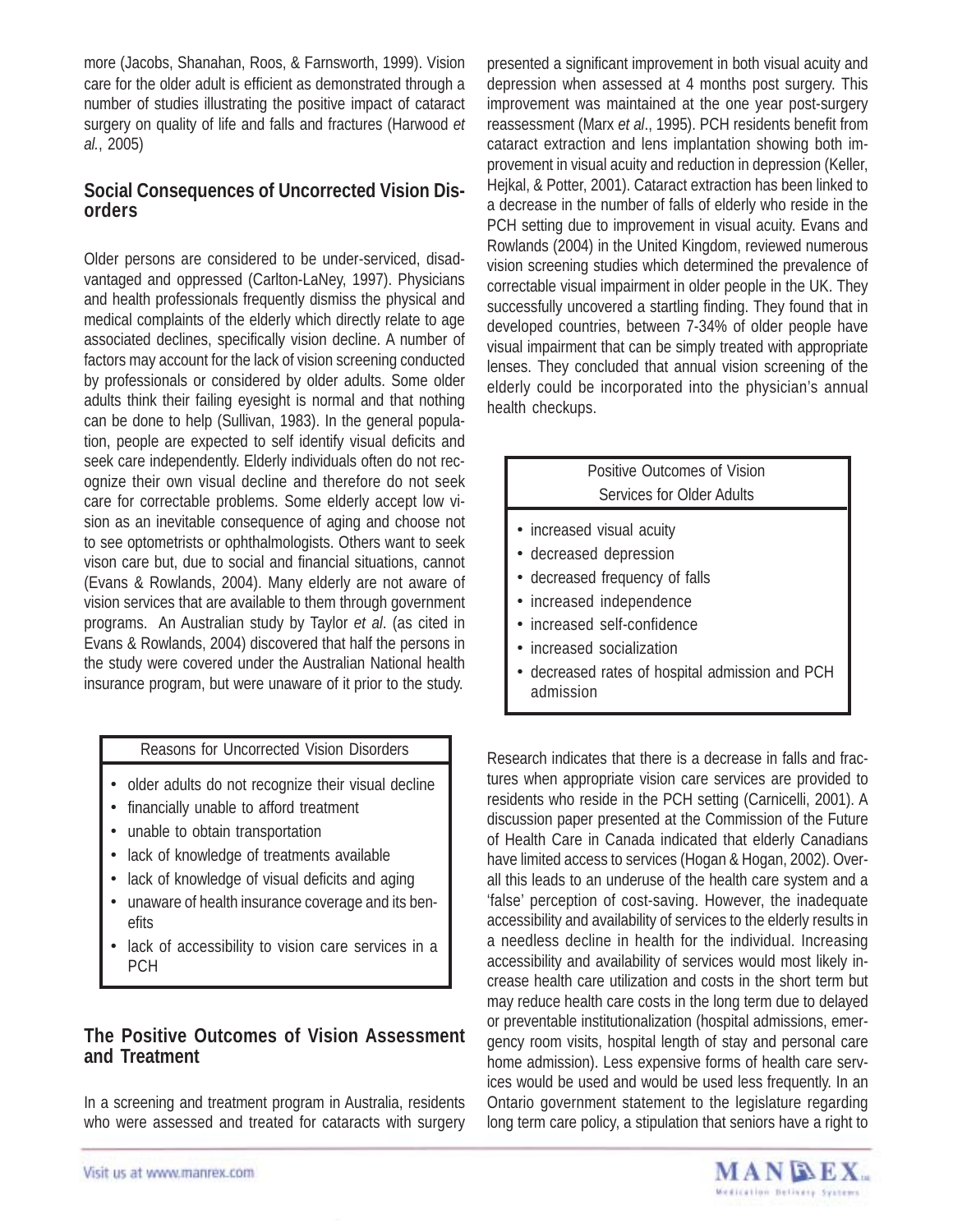more (Jacobs, Shanahan, Roos, & Farnsworth, 1999). Vision care for the older adult is efficient as demonstrated through a number of studies illustrating the positive impact of cataract surgery on quality of life and falls and fractures (Harwood *et al.*, 2005)

## Social Consequences of Uncorrected Vision Disorders

Older persons are considered to be under-serviced, disadvantaged and oppressed (Carlton-LaNey, 1997). Physicians and health professionals frequently dismiss the physical and medical complaints of the elderly which directly relate to age associated declines, specifically vision decline. A number of factors may account for the lack of vision screening conducted by professionals or considered by older adults. Some older adults think their failing eyesight is normal and that nothing can be done to help (Sullivan, 1983). In the general population, people are expected to self identify visual deficits and seek care independently. Elderly individuals often do not recognize their own visual decline and therefore do not seek care for correctable problems. Some elderly accept low vision as an inevitable consequence of aging and choose not to see optometrists or ophthalmologists. Others want to seek vison care but, due to social and financial situations, cannot (Evans & Rowlands, 2004). Many elderly are not aware of vision services that are available to them through government programs. An Australian study by Taylor *et al*. (as cited in Evans & Rowlands, 2004) discovered that half the persons in the study were covered under the Australian National health insurance program, but were unaware of it prior to the study.

| Reasons for Uncorrected Vision Disorders |
|---|
| • older adults do not recognize their visual decline<br>• financially unable to afford treatment<br>• unable to obtain transportation<br>• lack of knowledge of treatments available<br>• lack of knowledge of visual deficits and aging<br>• unaware of health insurance coverage and its benefits<br>• lack of accessibility to vision care services in a PCH |

## The Positive Outcomes of Vision Assessment and Treatment

In a screening and treatment program in Australia, residents who were assessed and treated for cataracts with surgery presented a significant improvement in both visual acuity and depression when assessed at 4 months post surgery. This improvement was maintained at the one year post-surgery reassessment (Marx *et al*., 1995). PCH residents benefit from cataract extraction and lens implantation showing both improvement in visual acuity and reduction in depression (Keller, Hejkal, & Potter, 2001). Cataract extraction has been linked to a decrease in the number of falls of elderly who reside in the PCH setting due to improvement in visual acuity. Evans and Rowlands (2004) in the United Kingdom, reviewed numerous vision screening studies which determined the prevalence of correctable visual impairment in older people in the UK. They successfully uncovered a startling finding. They found that in developed countries, between 7-34% of older people have visual impairment that can be simply treated with appropriate lenses. They concluded that annual vision screening of the elderly could be incorporated into the physician's annual health checkups.

| Positive Outcomes of Vision Services for Older Adults |
|---|
| • increased visual acuity<br>• decreased depression<br>• decreased frequency of falls<br>• increased independence<br>• increased self-confidence<br>• increased socialization<br>• decreased rates of hospital admission and PCH admission |

Research indicates that there is a decrease in falls and fractures when appropriate vision care services are provided to residents who reside in the PCH setting (Carnicelli, 2001). A discussion paper presented at the Commission of the Future of Health Care in Canada indicated that elderly Canadians have limited access to services (Hogan & Hogan, 2002). Overall this leads to an underuse of the health care system and a 'false' perception of cost-saving. However, the inadequate accessibility and availability of services to the elderly results in a needless decline in health for the individual. Increasing accessibility and availability of services would most likely increase health care utilization and costs in the short term but may reduce health care costs in the long term due to delayed or preventable institutionalization (hospital admissions, emergency room visits, hospital length of stay and personal care home admission). Less expensive forms of health care services would be used and would be used less frequently. In an Ontario government statement to the legislature regarding long term care policy, a stipulation that seniors have a right to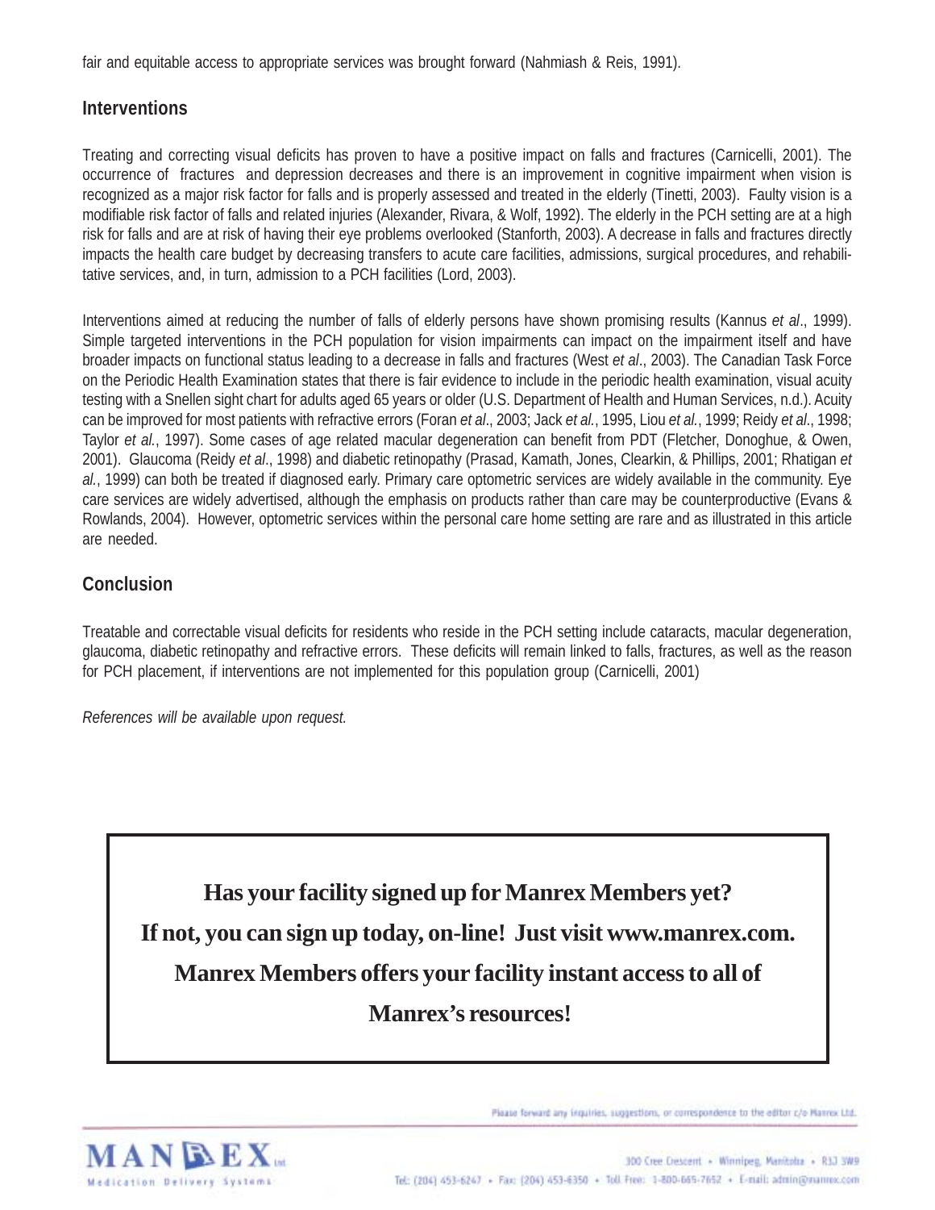fair and equitable access to appropriate services was brought forward (Nahmiash & Reis, 1991).

## Interventions

Treating and correcting visual deficits has proven to have a positive impact on falls and fractures (Carnicelli, 2001). The occurrence of fractures and depression decreases and there is an improvement in cognitive impairment when vision is recognized as a major risk factor for falls and is properly assessed and treated in the elderly (Tinetti, 2003). Faulty vision is a modifiable risk factor of falls and related injuries (Alexander, Rivara, & Wolf, 1992). The elderly in the PCH setting are at a high risk for falls and are at risk of having their eye problems overlooked (Stanforth, 2003). A decrease in falls and fractures directly impacts the health care budget by decreasing transfers to acute care facilities, admissions, surgical procedures, and rehabilitative services, and, in turn, admission to a PCH facilities (Lord, 2003).

Interventions aimed at reducing the number of falls of elderly persons have shown promising results (Kannus *et al*., 1999). Simple targeted interventions in the PCH population for vision impairments can impact on the impairment itself and have broader impacts on functional status leading to a decrease in falls and fractures (West *et al*., 2003). The Canadian Task Force on the Periodic Health Examination states that there is fair evidence to include in the periodic health examination, visual acuity testing with a Snellen sight chart for adults aged 65 years or older (U.S. Department of Health and Human Services, n.d.). Acuity can be improved for most patients with refractive errors (Foran *et al*., 2003; Jack *et al.*, 1995, Liou *et al.*, 1999; Reidy *et al*., 1998; Taylor *et al.*, 1997). Some cases of age related macular degeneration can benefit from PDT (Fletcher, Donoghue, & Owen, 2001). Glaucoma (Reidy *et al*., 1998) and diabetic retinopathy (Prasad, Kamath, Jones, Clearkin, & Phillips, 2001; Rhatigan *et al.*, 1999) can both be treated if diagnosed early. Primary care optometric services are widely available in the community. Eye care services are widely advertised, although the emphasis on products rather than care may be counterproductive (Evans & Rowlands, 2004). However, optometric services within the personal care home setting are rare and as illustrated in this article are needed.

## Conclusion

Treatable and correctable visual deficits for residents who reside in the PCH setting include cataracts, macular degeneration, glaucoma, diabetic retinopathy and refractive errors. These deficits will remain linked to falls, fractures, as well as the reason for PCH placement, if interventions are not implemented for this population group (Carnicelli, 2001)

*References will be available upon request.*

**Has your facility signed up for Manrex Members yet?**

**If not, you can sign up today, on-line! Just visit www.manrex.com.**

**Manrex Members offers your facility instant access to all of Manrex's resources!**

Please forward any inquiries, suggestions, or correspondence to the editor c/o Manrex Ltd.

MANREX Ltd. Medication Delivery Systems

300 Cree Crescent • Winnipeg, Manitoba • R3J 3W9

Tel: (204) 453-6247 • Fax: (204) 453-6350 • Toll Free: 1-800-665-7652 • E-mail: admin@manrex.com